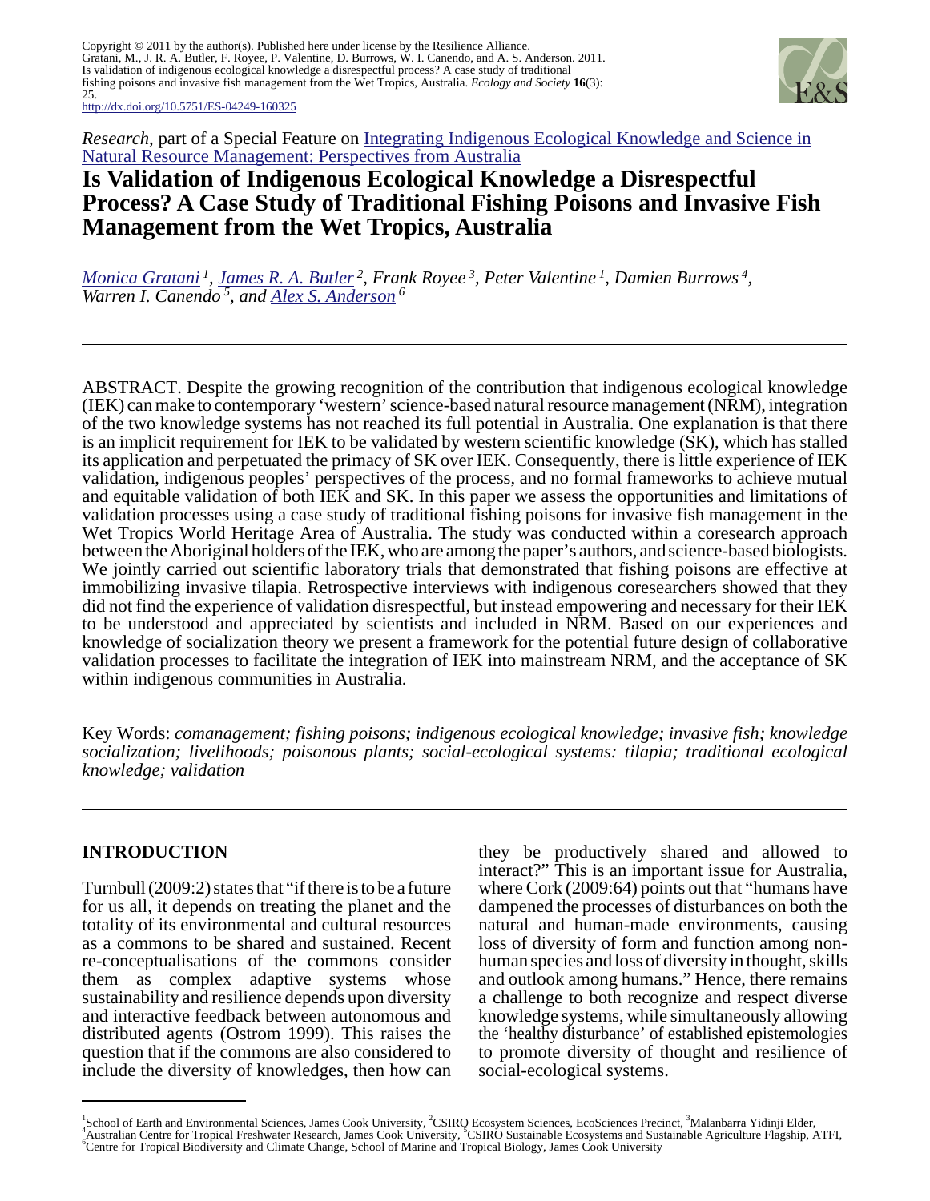Copyright © 2011 by the author(s). Published here under license by the Resilience Alliance.
Gratani, M., J. R. A. Butler, F. Royee, P. Valentine, D. Burrows, W. I. Canendo, and A. S. Anderson. 2011. Is validation of indigenous ecological knowledge a disrespectful process? A case study of traditional fishing poisons and invasive fish management from the Wet Tropics, Australia. *Ecology and Society* **16**(3): 25.
http://dx.doi.org/10.5751/ES-04249-160325

*Research*, part of a Special Feature on Integrating Indigenous Ecological Knowledge and Science in Natural Resource Management: Perspectives from Australia

# Is Validation of Indigenous Ecological Knowledge a Disrespectful Process? A Case Study of Traditional Fishing Poisons and Invasive Fish Management from the Wet Tropics, Australia

*Monica Gratani*[1], *James R. A. Butler*[2], *Frank Royee*[3], *Peter Valentine*[1], *Damien Burrows*[4], *Warren I. Canendo*[5], *and Alex S. Anderson*[6]

ABSTRACT. Despite the growing recognition of the contribution that indigenous ecological knowledge (IEK) can make to contemporary 'western' science-based natural resource management (NRM), integration of the two knowledge systems has not reached its full potential in Australia. One explanation is that there is an implicit requirement for IEK to be validated by western scientific knowledge (SK), which has stalled its application and perpetuated the primacy of SK over IEK. Consequently, there is little experience of IEK validation, indigenous peoples' perspectives of the process, and no formal frameworks to achieve mutual and equitable validation of both IEK and SK. In this paper we assess the opportunities and limitations of validation processes using a case study of traditional fishing poisons for invasive fish management in the Wet Tropics World Heritage Area of Australia. The study was conducted within a coresearch approach between the Aboriginal holders of the IEK, who are among the paper's authors, and science-based biologists. We jointly carried out scientific laboratory trials that demonstrated that fishing poisons are effective at immobilizing invasive tilapia. Retrospective interviews with indigenous coresearchers showed that they did not find the experience of validation disrespectful, but instead empowering and necessary for their IEK to be understood and appreciated by scientists and included in NRM. Based on our experiences and knowledge of socialization theory we present a framework for the potential future design of collaborative validation processes to facilitate the integration of IEK into mainstream NRM, and the acceptance of SK within indigenous communities in Australia.

Key Words: *comanagement; fishing poisons; indigenous ecological knowledge; invasive fish; knowledge socialization; livelihoods; poisonous plants; social-ecological systems: tilapia; traditional ecological knowledge; validation*

## INTRODUCTION

Turnbull (2009:2) states that "if there is to be a future for us all, it depends on treating the planet and the totality of its environmental and cultural resources as a commons to be shared and sustained. Recent re-conceptualisations of the commons consider them as complex adaptive systems whose sustainability and resilience depends upon diversity and interactive feedback between autonomous and distributed agents (Ostrom 1999). This raises the question that if the commons are also considered to include the diversity of knowledges, then how can they be productively shared and allowed to interact?" This is an important issue for Australia, where Cork (2009:64) points out that "humans have dampened the processes of disturbances on both the natural and human-made environments, causing loss of diversity of form and function among non-human species and loss of diversity in thought, skills and outlook among humans." Hence, there remains a challenge to both recognize and respect diverse knowledge systems, while simultaneously allowing the 'healthy disturbance' of established epistemologies to promote diversity of thought and resilience of social-ecological systems.

[1]School of Earth and Environmental Sciences, James Cook University, [2]CSIRO Ecosystem Sciences, EcoSciences Precinct, [3]Malanbarra Yidinji Elder, [4]Australian Centre for Tropical Freshwater Research, James Cook University, [5]CSIRO Sustainable Ecosystems and Sustainable Agriculture Flagship, ATFI, [6]Centre for Tropical Biodiversity and Climate Change, School of Marine and Tropical Biology, James Cook University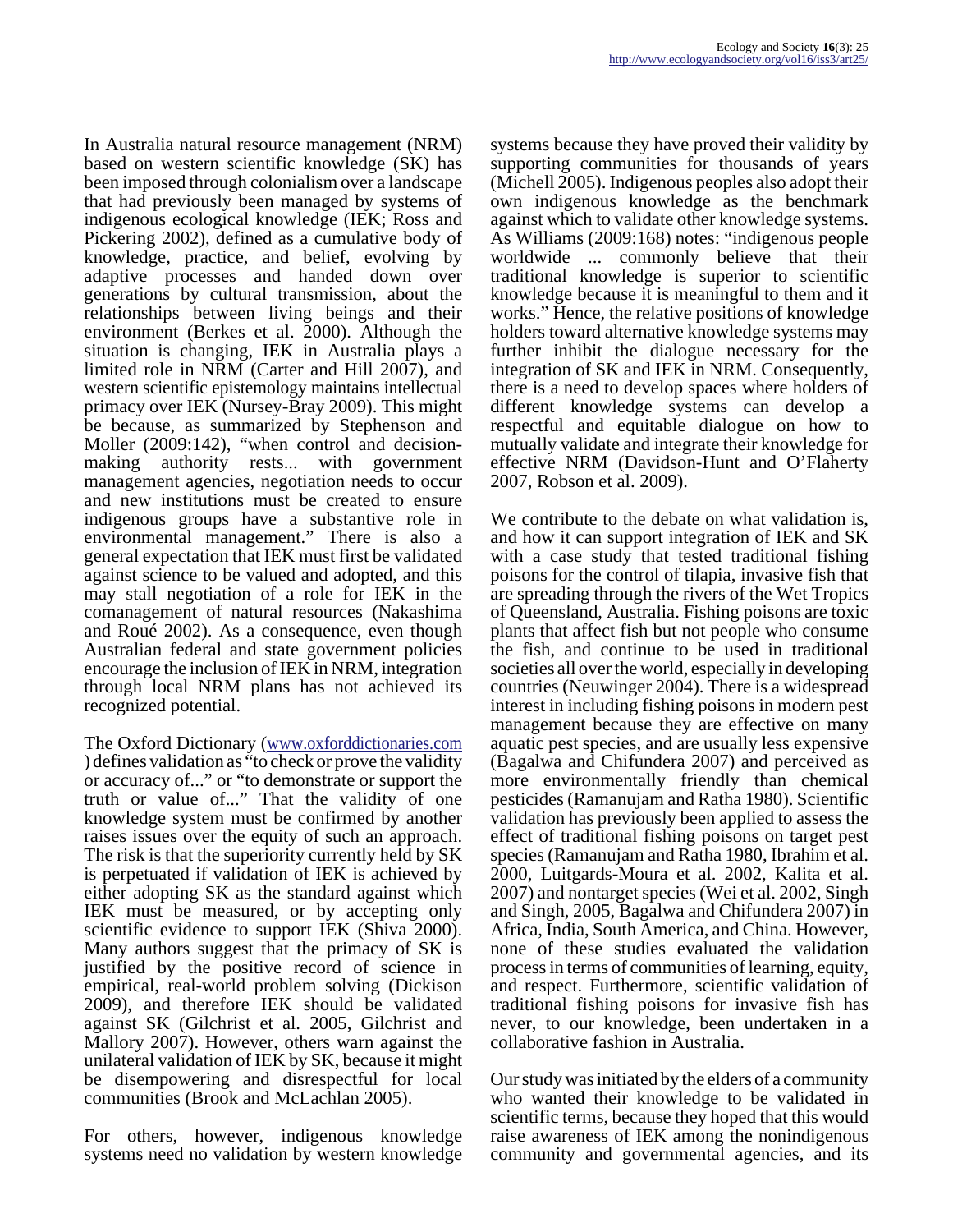In Australia natural resource management (NRM) based on western scientific knowledge (SK) has been imposed through colonialism over a landscape that had previously been managed by systems of indigenous ecological knowledge (IEK; Ross and Pickering 2002), defined as a cumulative body of knowledge, practice, and belief, evolving by adaptive processes and handed down over generations by cultural transmission, about the relationships between living beings and their environment (Berkes et al. 2000). Although the situation is changing, IEK in Australia plays a limited role in NRM (Carter and Hill 2007), and western scientific epistemology maintains intellectual primacy over IEK (Nursey-Bray 2009). This might be because, as summarized by Stephenson and Moller (2009:142), "when control and decision-making authority rests... with government management agencies, negotiation needs to occur and new institutions must be created to ensure indigenous groups have a substantive role in environmental management." There is also a general expectation that IEK must first be validated against science to be valued and adopted, and this may stall negotiation of a role for IEK in the comanagement of natural resources (Nakashima and Roué 2002). As a consequence, even though Australian federal and state government policies encourage the inclusion of IEK in NRM, integration through local NRM plans has not achieved its recognized potential.

The Oxford Dictionary (www.oxforddictionaries.com) defines validation as "to check or prove the validity or accuracy of..." or "to demonstrate or support the truth or value of..." That the validity of one knowledge system must be confirmed by another raises issues over the equity of such an approach. The risk is that the superiority currently held by SK is perpetuated if validation of IEK is achieved by either adopting SK as the standard against which IEK must be measured, or by accepting only scientific evidence to support IEK (Shiva 2000). Many authors suggest that the primacy of SK is justified by the positive record of science in empirical, real-world problem solving (Dickison 2009), and therefore IEK should be validated against SK (Gilchrist et al. 2005, Gilchrist and Mallory 2007). However, others warn against the unilateral validation of IEK by SK, because it might be disempowering and disrespectful for local communities (Brook and McLachlan 2005).

For others, however, indigenous knowledge systems need no validation by western knowledge systems because they have proved their validity by supporting communities for thousands of years (Michell 2005). Indigenous peoples also adopt their own indigenous knowledge as the benchmark against which to validate other knowledge systems. As Williams (2009:168) notes: "indigenous people worldwide ... commonly believe that their traditional knowledge is superior to scientific knowledge because it is meaningful to them and it works." Hence, the relative positions of knowledge holders toward alternative knowledge systems may further inhibit the dialogue necessary for the integration of SK and IEK in NRM. Consequently, there is a need to develop spaces where holders of different knowledge systems can develop a respectful and equitable dialogue on how to mutually validate and integrate their knowledge for effective NRM (Davidson-Hunt and O'Flaherty 2007, Robson et al. 2009).

We contribute to the debate on what validation is, and how it can support integration of IEK and SK with a case study that tested traditional fishing poisons for the control of tilapia, invasive fish that are spreading through the rivers of the Wet Tropics of Queensland, Australia. Fishing poisons are toxic plants that affect fish but not people who consume the fish, and continue to be used in traditional societies all over the world, especially in developing countries (Neuwinger 2004). There is a widespread interest in including fishing poisons in modern pest management because they are effective on many aquatic pest species, and are usually less expensive (Bagalwa and Chifundera 2007) and perceived as more environmentally friendly than chemical pesticides (Ramanujam and Ratha 1980). Scientific validation has previously been applied to assess the effect of traditional fishing poisons on target pest species (Ramanujam and Ratha 1980, Ibrahim et al. 2000, Luitgards-Moura et al. 2002, Kalita et al. 2007) and nontarget species (Wei et al. 2002, Singh and Singh, 2005, Bagalwa and Chifundera 2007) in Africa, India, South America, and China. However, none of these studies evaluated the validation process in terms of communities of learning, equity, and respect. Furthermore, scientific validation of traditional fishing poisons for invasive fish has never, to our knowledge, been undertaken in a collaborative fashion in Australia.

Our study was initiated by the elders of a community who wanted their knowledge to be validated in scientific terms, because they hoped that this would raise awareness of IEK among the nonindigenous community and governmental agencies, and its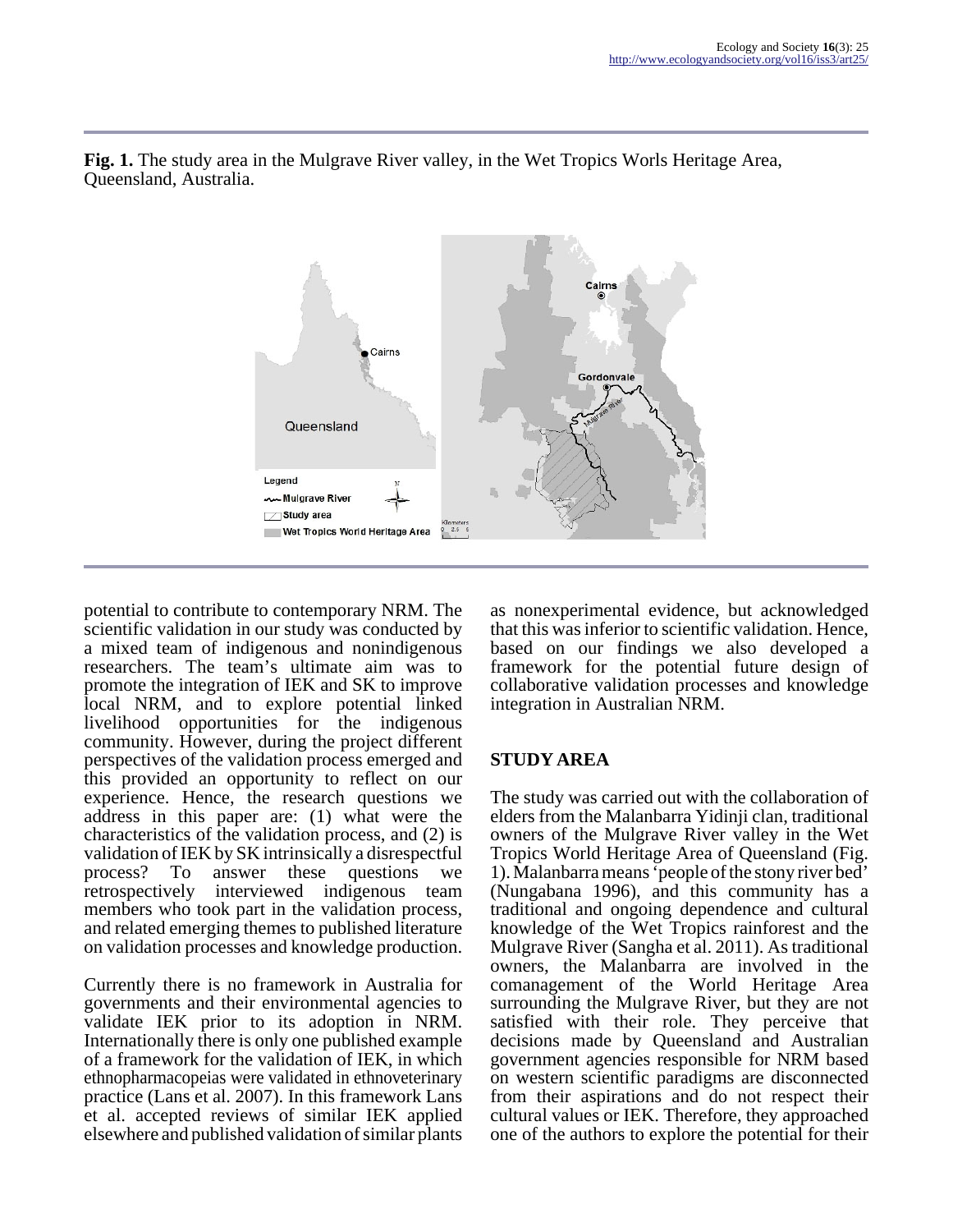**Fig. 1.** The study area in the Mulgrave River valley, in the Wet Tropics Worls Heritage Area, Queensland, Australia.

potential to contribute to contemporary NRM. The scientific validation in our study was conducted by a mixed team of indigenous and nonindigenous researchers. The team's ultimate aim was to promote the integration of IEK and SK to improve local NRM, and to explore potential linked livelihood opportunities for the indigenous community. However, during the project different perspectives of the validation process emerged and this provided an opportunity to reflect on our experience. Hence, the research questions we address in this paper are: (1) what were the characteristics of the validation process, and (2) is validation of IEK by SK intrinsically a disrespectful process? To answer these questions we retrospectively interviewed indigenous team members who took part in the validation process, and related emerging themes to published literature on validation processes and knowledge production.

Currently there is no framework in Australia for governments and their environmental agencies to validate IEK prior to its adoption in NRM. Internationally there is only one published example of a framework for the validation of IEK, in which ethnopharmacopeias were validated in ethnoveterinary practice (Lans et al. 2007). In this framework Lans et al. accepted reviews of similar IEK applied elsewhere and published validation of similar plants as nonexperimental evidence, but acknowledged that this was inferior to scientific validation. Hence, based on our findings we also developed a framework for the potential future design of collaborative validation processes and knowledge integration in Australian NRM.

## STUDY AREA

The study was carried out with the collaboration of elders from the Malanbarra Yidinji clan, traditional owners of the Mulgrave River valley in the Wet Tropics World Heritage Area of Queensland (Fig. 1). Malanbarra means 'people of the stony river bed' (Nungabana 1996), and this community has a traditional and ongoing dependence and cultural knowledge of the Wet Tropics rainforest and the Mulgrave River (Sangha et al. 2011). As traditional owners, the Malanbarra are involved in the comanagement of the World Heritage Area surrounding the Mulgrave River, but they are not satisfied with their role. They perceive that decisions made by Queensland and Australian government agencies responsible for NRM based on western scientific paradigms are disconnected from their aspirations and do not respect their cultural values or IEK. Therefore, they approached one of the authors to explore the potential for their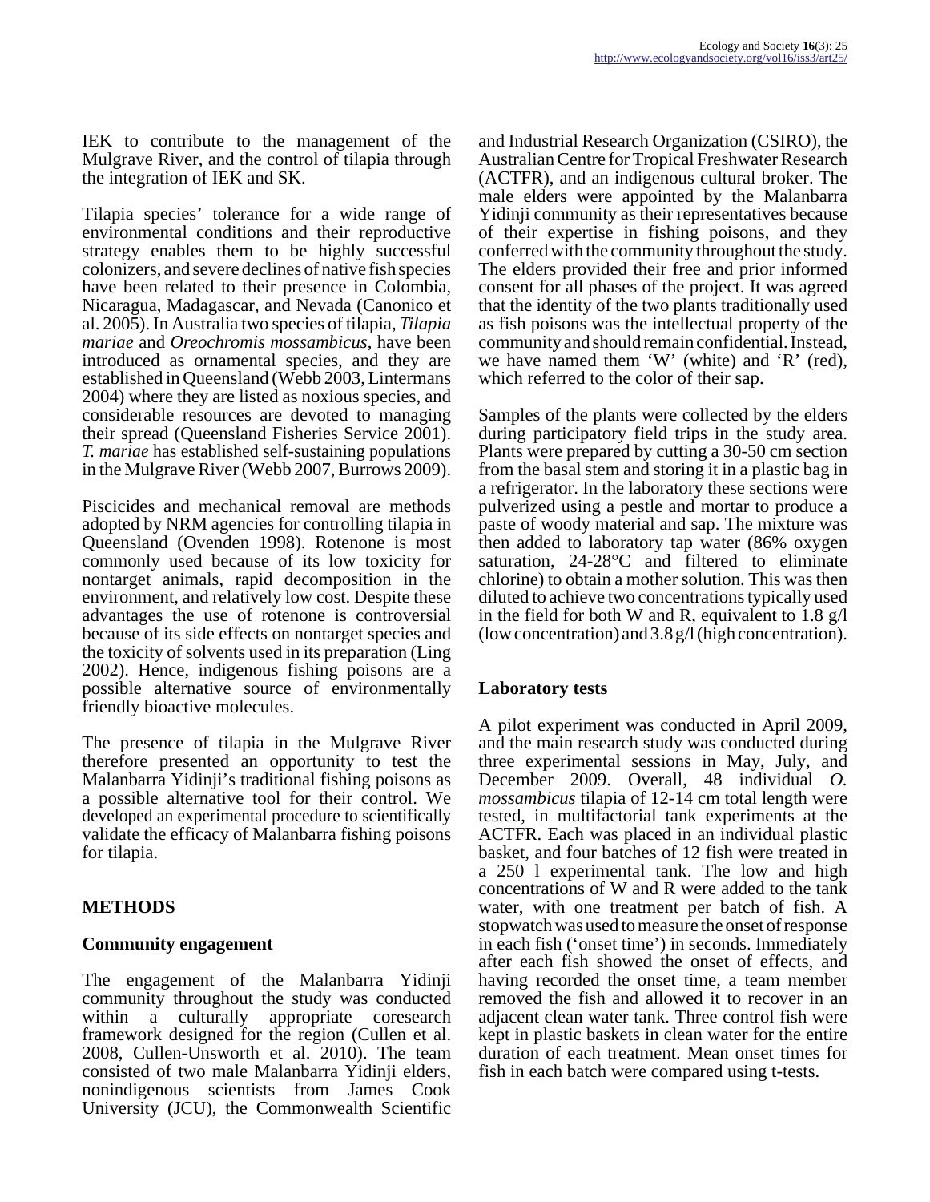IEK to contribute to the management of the Mulgrave River, and the control of tilapia through the integration of IEK and SK.

Tilapia species' tolerance for a wide range of environmental conditions and their reproductive strategy enables them to be highly successful colonizers, and severe declines of native fish species have been related to their presence in Colombia, Nicaragua, Madagascar, and Nevada (Canonico et al. 2005). In Australia two species of tilapia, *Tilapia mariae* and *Oreochromis mossambicus*, have been introduced as ornamental species, and they are established in Queensland (Webb 2003, Lintermans 2004) where they are listed as noxious species, and considerable resources are devoted to managing their spread (Queensland Fisheries Service 2001). *T. mariae* has established self-sustaining populations in the Mulgrave River (Webb 2007, Burrows 2009).

Piscicides and mechanical removal are methods adopted by NRM agencies for controlling tilapia in Queensland (Ovenden 1998). Rotenone is most commonly used because of its low toxicity for nontarget animals, rapid decomposition in the environment, and relatively low cost. Despite these advantages the use of rotenone is controversial because of its side effects on nontarget species and the toxicity of solvents used in its preparation (Ling 2002). Hence, indigenous fishing poisons are a possible alternative source of environmentally friendly bioactive molecules.

The presence of tilapia in the Mulgrave River therefore presented an opportunity to test the Malanbarra Yidinji's traditional fishing poisons as a possible alternative tool for their control. We developed an experimental procedure to scientifically validate the efficacy of Malanbarra fishing poisons for tilapia.

## METHODS

### Community engagement

The engagement of the Malanbarra Yidinji community throughout the study was conducted within a culturally appropriate coresearch framework designed for the region (Cullen et al. 2008, Cullen-Unsworth et al. 2010). The team consisted of two male Malanbarra Yidinji elders, nonindigenous scientists from James Cook University (JCU), the Commonwealth Scientific and Industrial Research Organization (CSIRO), the Australian Centre for Tropical Freshwater Research (ACTFR), and an indigenous cultural broker. The male elders were appointed by the Malanbarra Yidinji community as their representatives because of their expertise in fishing poisons, and they conferred with the community throughout the study. The elders provided their free and prior informed consent for all phases of the project. It was agreed that the identity of the two plants traditionally used as fish poisons was the intellectual property of the community and should remain confidential. Instead, we have named them 'W' (white) and 'R' (red), which referred to the color of their sap.

Samples of the plants were collected by the elders during participatory field trips in the study area. Plants were prepared by cutting a 30-50 cm section from the basal stem and storing it in a plastic bag in a refrigerator. In the laboratory these sections were pulverized using a pestle and mortar to produce a paste of woody material and sap. The mixture was then added to laboratory tap water (86% oxygen saturation, 24-28°C and filtered to eliminate chlorine) to obtain a mother solution. This was then diluted to achieve two concentrations typically used in the field for both W and R, equivalent to 1.8 g/l (low concentration) and 3.8 g/l (high concentration).

### Laboratory tests

A pilot experiment was conducted in April 2009, and the main research study was conducted during three experimental sessions in May, July, and December 2009. Overall, 48 individual *O. mossambicus* tilapia of 12-14 cm total length were tested, in multifactorial tank experiments at the ACTFR. Each was placed in an individual plastic basket, and four batches of 12 fish were treated in a 250 l experimental tank. The low and high concentrations of W and R were added to the tank water, with one treatment per batch of fish. A stopwatch was used to measure the onset of response in each fish ('onset time') in seconds. Immediately after each fish showed the onset of effects, and having recorded the onset time, a team member removed the fish and allowed it to recover in an adjacent clean water tank. Three control fish were kept in plastic baskets in clean water for the entire duration of each treatment. Mean onset times for fish in each batch were compared using t-tests.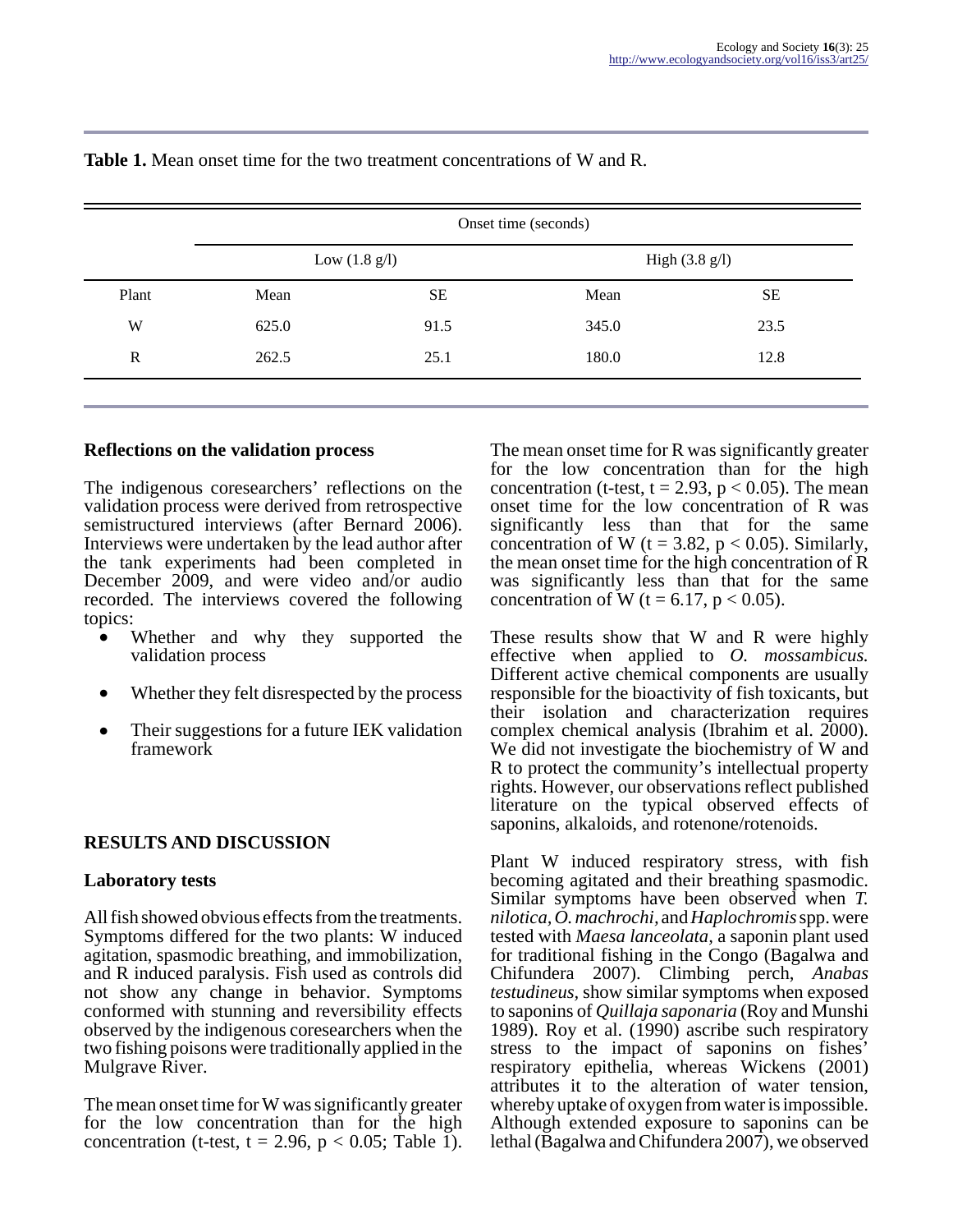**Table 1.** Mean onset time for the two treatment concentrations of W and R.

| | Onset time (seconds) | | | |
|---|---|---|---|---|
| | Low (1.8 g/l) | | High (3.8 g/l) | |
| Plant | Mean | SE | Mean | SE |
| W | 625.0 | 91.5 | 345.0 | 23.5 |
| R | 262.5 | 25.1 | 180.0 | 12.8 |

### Reflections on the validation process

The indigenous coresearchers' reflections on the validation process were derived from retrospective semistructured interviews (after Bernard 2006). Interviews were undertaken by the lead author after the tank experiments had been completed in December 2009, and were video and/or audio recorded. The interviews covered the following topics:

- Whether and why they supported the validation process
- Whether they felt disrespected by the process
- Their suggestions for a future IEK validation framework

## RESULTS AND DISCUSSION

### Laboratory tests

All fish showed obvious effects from the treatments. Symptoms differed for the two plants: W induced agitation, spasmodic breathing, and immobilization, and R induced paralysis. Fish used as controls did not show any change in behavior. Symptoms conformed with stunning and reversibility effects observed by the indigenous coresearchers when the two fishing poisons were traditionally applied in the Mulgrave River.

The mean onset time for W was significantly greater for the low concentration than for the high concentration (t-test, $t = 2.96$, $p < 0.05$; Table 1). The mean onset time for R was significantly greater for the low concentration than for the high concentration (t-test, $t = 2.93$, $p < 0.05$). The mean onset time for the low concentration of R was significantly less than that for the same concentration of W ($t = 3.82$, $p < 0.05$). Similarly, the mean onset time for the high concentration of R was significantly less than that for the same concentration of W ($t = 6.17$, $p < 0.05$).

These results show that W and R were highly effective when applied to *O. mossambicus.* Different active chemical components are usually responsible for the bioactivity of fish toxicants, but their isolation and characterization requires complex chemical analysis (Ibrahim et al. 2000). We did not investigate the biochemistry of W and R to protect the community's intellectual property rights. However, our observations reflect published literature on the typical observed effects of saponins, alkaloids, and rotenone/rotenoids.

Plant W induced respiratory stress, with fish becoming agitated and their breathing spasmodic. Similar symptoms have been observed when *T. nilotica*, *O. machrochi*, and *Haplochromis* spp. were tested with *Maesa lanceolata*, a saponin plant used for traditional fishing in the Congo (Bagalwa and Chifundera 2007). Climbing perch, *Anabas testudineus*, show similar symptoms when exposed to saponins of *Quillaja saponaria* (Roy and Munshi 1989). Roy et al. (1990) ascribe such respiratory stress to the impact of saponins on fishes' respiratory epithelia, whereas Wickens (2001) attributes it to the alteration of water tension, whereby uptake of oxygen from water is impossible. Although extended exposure to saponins can be lethal (Bagalwa and Chifundera 2007), we observed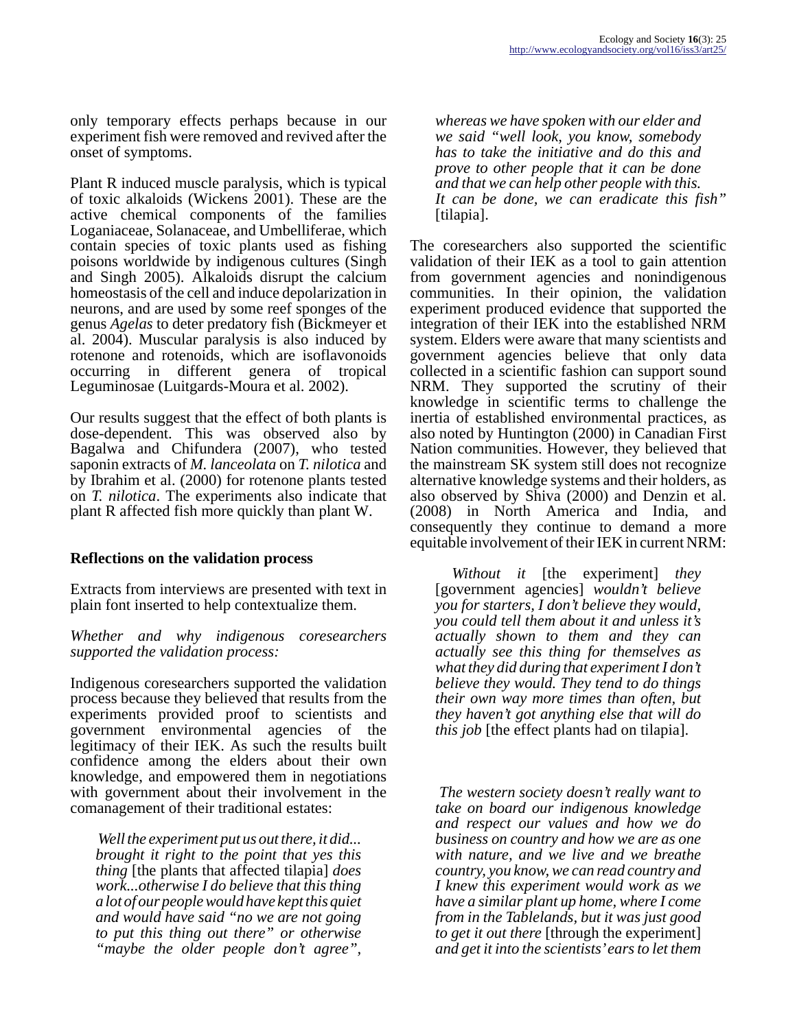only temporary effects perhaps because in our experiment fish were removed and revived after the onset of symptoms.

Plant R induced muscle paralysis, which is typical of toxic alkaloids (Wickens 2001). These are the active chemical components of the families Loganiaceae, Solanaceae, and Umbelliferae, which contain species of toxic plants used as fishing poisons worldwide by indigenous cultures (Singh and Singh 2005). Alkaloids disrupt the calcium homeostasis of the cell and induce depolarization in neurons, and are used by some reef sponges of the genus *Agelas* to deter predatory fish (Bickmeyer et al. 2004). Muscular paralysis is also induced by rotenone and rotenoids, which are isoflavonoids occurring in different genera of tropical Leguminosae (Luitgards-Moura et al. 2002).

Our results suggest that the effect of both plants is dose-dependent. This was observed also by Bagalwa and Chifundera (2007), who tested saponin extracts of *M. lanceolata* on *T. nilotica* and by Ibrahim et al. (2000) for rotenone plants tested on *T. nilotica*. The experiments also indicate that plant R affected fish more quickly than plant W.

## Reflections on the validation process

Extracts from interviews are presented with text in plain font inserted to help contextualize them.

*Whether and why indigenous coresearchers supported the validation process:*

Indigenous coresearchers supported the validation process because they believed that results from the experiments provided proof to scientists and government environmental agencies of the legitimacy of their IEK. As such the results built confidence among the elders about their own knowledge, and empowered them in negotiations with government about their involvement in the comanagement of their traditional estates:

> *Well the experiment put us out there, it did... brought it right to the point that yes this thing* [the plants that affected tilapia] *does work...otherwise I do believe that this thing a lot of our people would have kept this quiet and would have said "no we are not going to put this thing out there" or otherwise "maybe the older people don't agree", whereas we have spoken with our elder and we said "well look, you know, somebody has to take the initiative and do this and prove to other people that it can be done and that we can help other people with this. It can be done, we can eradicate this fish"* [tilapia].

The coresearchers also supported the scientific validation of their IEK as a tool to gain attention from government agencies and nonindigenous communities. In their opinion, the validation experiment produced evidence that supported the integration of their IEK into the established NRM system. Elders were aware that many scientists and government agencies believe that only data collected in a scientific fashion can support sound NRM. They supported the scrutiny of their knowledge in scientific terms to challenge the inertia of established environmental practices, as also noted by Huntington (2000) in Canadian First Nation communities. However, they believed that the mainstream SK system still does not recognize alternative knowledge systems and their holders, as also observed by Shiva (2000) and Denzin et al. (2008) in North America and India, and consequently they continue to demand a more equitable involvement of their IEK in current NRM:

> *Without it* [the experiment] *they* [government agencies] *wouldn't believe you for starters, I don't believe they would, you could tell them about it and unless it's actually shown to them and they can actually see this thing for themselves as what they did during that experiment I don't believe they would. They tend to do things their own way more times than often, but they haven't got anything else that will do this job* [the effect plants had on tilapia].

> *The western society doesn't really want to take on board our indigenous knowledge and respect our values and how we do business on country and how we are as one with nature, and we live and we breathe country, you know, we can read country and I knew this experiment would work as we have a similar plant up home, where I come from in the Tablelands, but it was just good to get it out there* [through the experiment] *and get it into the scientists' ears to let them*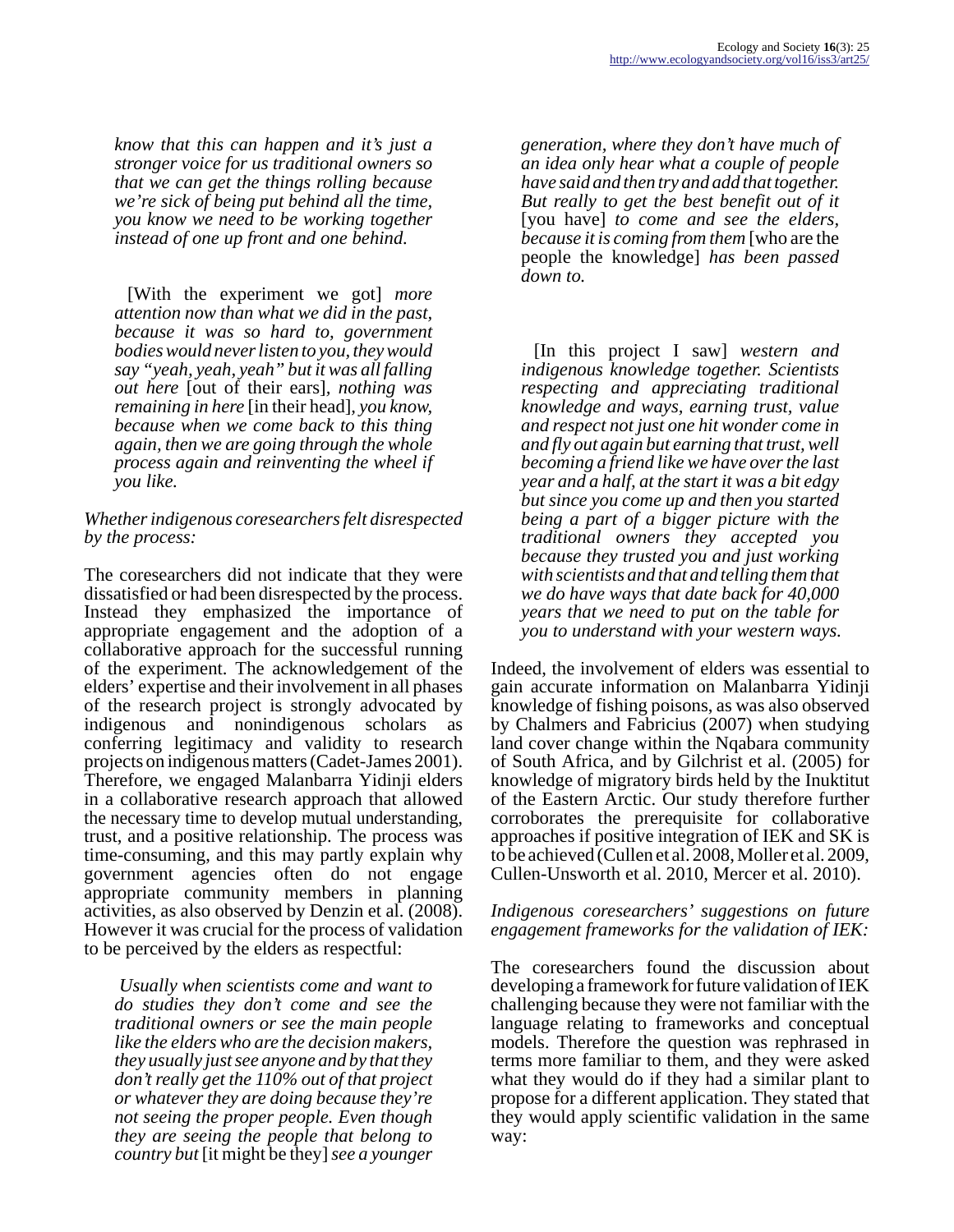*know that this can happen and it's just a stronger voice for us traditional owners so that we can get the things rolling because we're sick of being put behind all the time, you know we need to be working together instead of one up front and one behind.*

[With the experiment we got] *more attention now than what we did in the past, because it was so hard to, government bodies would never listen to you, they would say "yeah, yeah, yeah" but it was all falling out here* [out of their ears], *nothing was remaining in here* [in their head], *you know, because when we come back to this thing again, then we are going through the whole process again and reinventing the wheel if you like.*

*Whether indigenous coresearchers felt disrespected by the process:*

The coresearchers did not indicate that they were dissatisfied or had been disrespected by the process. Instead they emphasized the importance of appropriate engagement and the adoption of a collaborative approach for the successful running of the experiment. The acknowledgement of the elders' expertise and their involvement in all phases of the research project is strongly advocated by indigenous and nonindigenous scholars as conferring legitimacy and validity to research projects on indigenous matters (Cadet-James 2001). Therefore, we engaged Malanbarra Yidinji elders in a collaborative research approach that allowed the necessary time to develop mutual understanding, trust, and a positive relationship. The process was time-consuming, and this may partly explain why government agencies often do not engage appropriate community members in planning activities, as also observed by Denzin et al. (2008). However it was crucial for the process of validation to be perceived by the elders as respectful:

*Usually when scientists come and want to do studies they don't come and see the traditional owners or see the main people like the elders who are the decision makers, they usually just see anyone and by that they don't really get the 110% out of that project or whatever they are doing because they're not seeing the proper people. Even though they are seeing the people that belong to country but* [it might be they] *see a younger generation, where they don't have much of an idea only hear what a couple of people have said and then try and add that together. But really to get the best benefit out of it* [you have] *to come and see the elders, because it is coming from them* [who are the people the knowledge] *has been passed down to.*

[In this project I saw] *western and indigenous knowledge together. Scientists respecting and appreciating traditional knowledge and ways, earning trust, value and respect not just one hit wonder come in and fly out again but earning that trust, well becoming a friend like we have over the last year and a half, at the start it was a bit edgy but since you come up and then you started being a part of a bigger picture with the traditional owners they accepted you because they trusted you and just working with scientists and that and telling them that we do have ways that date back for 40,000 years that we need to put on the table for you to understand with your western ways.*

Indeed, the involvement of elders was essential to gain accurate information on Malanbarra Yidinji knowledge of fishing poisons, as was also observed by Chalmers and Fabricius (2007) when studying land cover change within the Nqabara community of South Africa, and by Gilchrist et al. (2005) for knowledge of migratory birds held by the Inuktitut of the Eastern Arctic. Our study therefore further corroborates the prerequisite for collaborative approaches if positive integration of IEK and SK is to be achieved (Cullen et al. 2008, Moller et al. 2009, Cullen-Unsworth et al. 2010, Mercer et al. 2010).

*Indigenous coresearchers' suggestions on future engagement frameworks for the validation of IEK:*

The coresearchers found the discussion about developing a framework for future validation of IEK challenging because they were not familiar with the language relating to frameworks and conceptual models. Therefore the question was rephrased in terms more familiar to them, and they were asked what they would do if they had a similar plant to propose for a different application. They stated that they would apply scientific validation in the same way: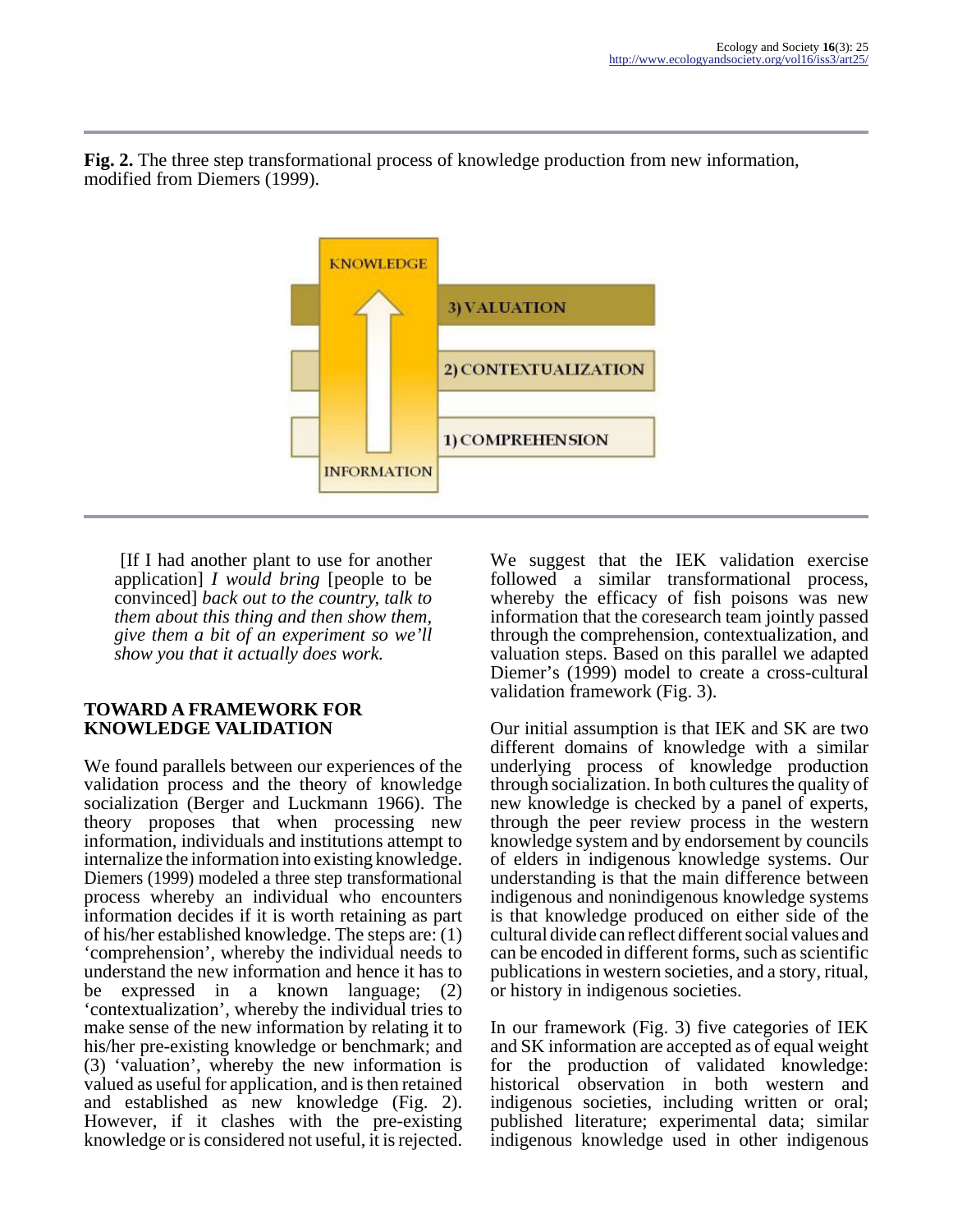**Fig. 2.** The three step transformational process of knowledge production from new information, modified from Diemers (1999).

KNOWLEDGE

3) VALUATION

2) CONTEXTUALIZATION

1) COMPREHENSION

INFORMATION

[If I had another plant to use for another application] *I would bring* [people to be convinced] *back out to the country, talk to them about this thing and then show them, give them a bit of an experiment so we'll show you that it actually does work.*

## TOWARD A FRAMEWORK FOR KNOWLEDGE VALIDATION

We found parallels between our experiences of the validation process and the theory of knowledge socialization (Berger and Luckmann 1966). The theory proposes that when processing new information, individuals and institutions attempt to internalize the information into existing knowledge. Diemers (1999) modeled a three step transformational process whereby an individual who encounters information decides if it is worth retaining as part of his/her established knowledge. The steps are: (1) 'comprehension', whereby the individual needs to understand the new information and hence it has to be expressed in a known language; (2) 'contextualization', whereby the individual tries to make sense of the new information by relating it to his/her pre-existing knowledge or benchmark; and (3) 'valuation', whereby the new information is valued as useful for application, and is then retained and established as new knowledge (Fig. 2). However, if it clashes with the pre-existing knowledge or is considered not useful, it is rejected.

We suggest that the IEK validation exercise followed a similar transformational process, whereby the efficacy of fish poisons was new information that the coresearch team jointly passed through the comprehension, contextualization, and valuation steps. Based on this parallel we adapted Diemer's (1999) model to create a cross-cultural validation framework (Fig. 3).

Our initial assumption is that IEK and SK are two different domains of knowledge with a similar underlying process of knowledge production through socialization. In both cultures the quality of new knowledge is checked by a panel of experts, through the peer review process in the western knowledge system and by endorsement by councils of elders in indigenous knowledge systems. Our understanding is that the main difference between indigenous and nonindigenous knowledge systems is that knowledge produced on either side of the cultural divide can reflect different social values and can be encoded in different forms, such as scientific publications in western societies, and a story, ritual, or history in indigenous societies.

In our framework (Fig. 3) five categories of IEK and SK information are accepted as of equal weight for the production of validated knowledge: historical observation in both western and indigenous societies, including written or oral; published literature; experimental data; similar indigenous knowledge used in other indigenous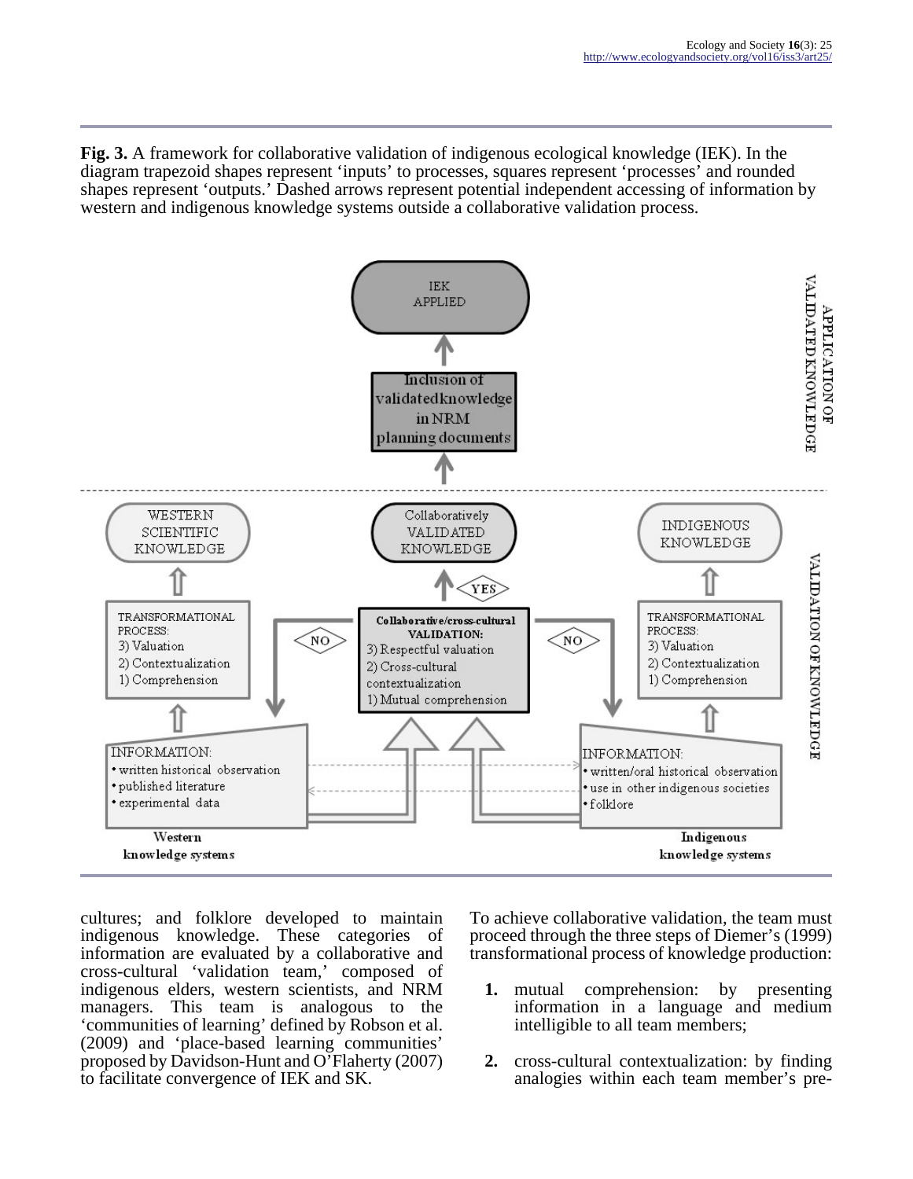**Fig. 3.** A framework for collaborative validation of indigenous ecological knowledge (IEK). In the diagram trapezoid shapes represent 'inputs' to processes, squares represent 'processes' and rounded shapes represent 'outputs.' Dashed arrows represent potential independent accessing of information by western and indigenous knowledge systems outside a collaborative validation process.

cultures; and folklore developed to maintain indigenous knowledge. These categories of information are evaluated by a collaborative and cross-cultural 'validation team,' composed of indigenous elders, western scientists, and NRM managers. This team is analogous to the 'communities of learning' defined by Robson et al. (2009) and 'place-based learning communities' proposed by Davidson-Hunt and O'Flaherty (2007) to facilitate convergence of IEK and SK.

To achieve collaborative validation, the team must proceed through the three steps of Diemer's (1999) transformational process of knowledge production:

1. mutual comprehension: by presenting information in a language and medium intelligible to all team members;
2. cross-cultural contextualization: by finding analogies within each team member's pre-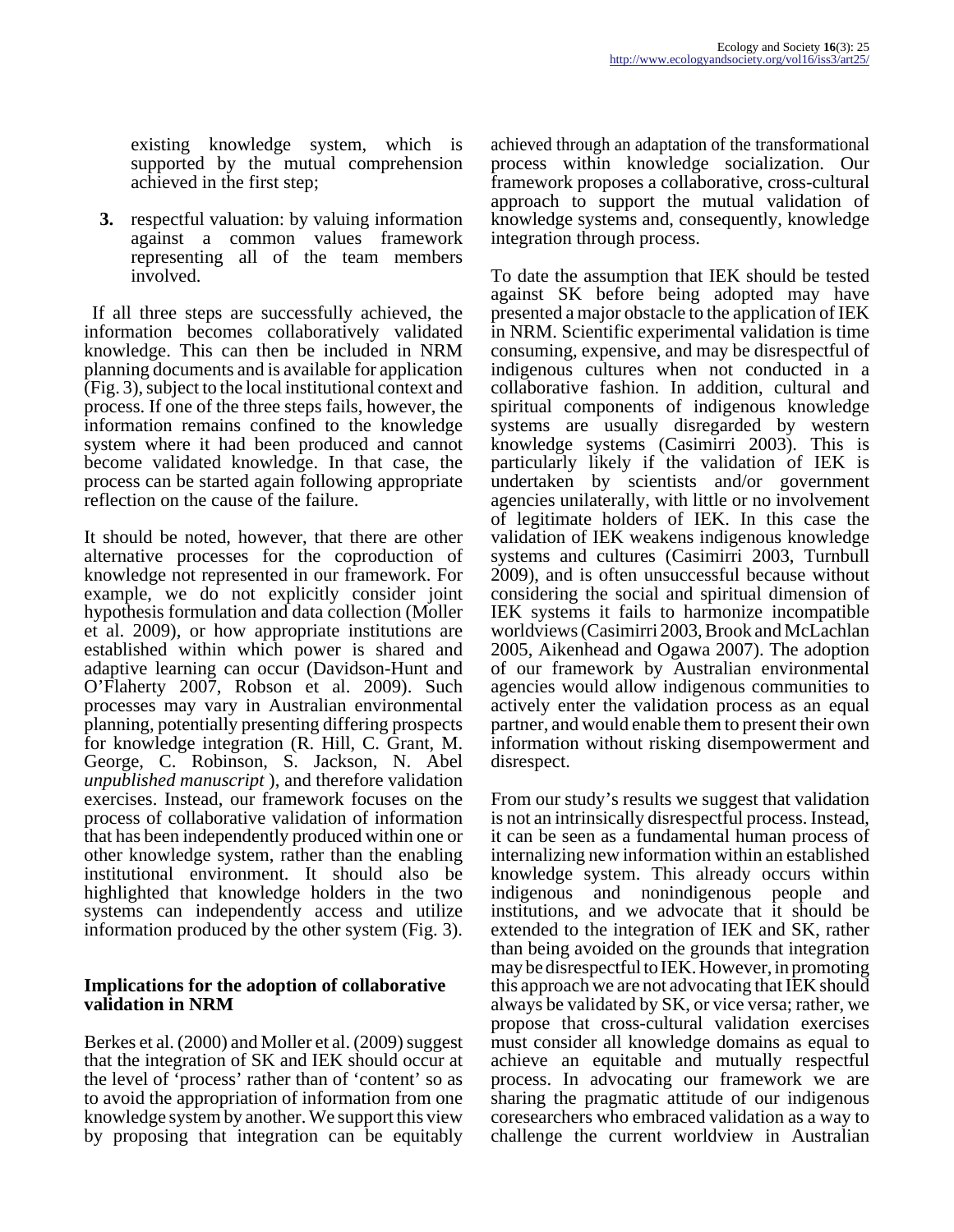existing knowledge system, which is supported by the mutual comprehension achieved in the first step;

3. respectful valuation: by valuing information against a common values framework representing all of the team members involved.

If all three steps are successfully achieved, the information becomes collaboratively validated knowledge. This can then be included in NRM planning documents and is available for application (Fig. 3), subject to the local institutional context and process. If one of the three steps fails, however, the information remains confined to the knowledge system where it had been produced and cannot become validated knowledge. In that case, the process can be started again following appropriate reflection on the cause of the failure.

It should be noted, however, that there are other alternative processes for the coproduction of knowledge not represented in our framework. For example, we do not explicitly consider joint hypothesis formulation and data collection (Moller et al. 2009), or how appropriate institutions are established within which power is shared and adaptive learning can occur (Davidson-Hunt and O'Flaherty 2007, Robson et al. 2009). Such processes may vary in Australian environmental planning, potentially presenting differing prospects for knowledge integration (R. Hill, C. Grant, M. George, C. Robinson, S. Jackson, N. Abel *unpublished manuscript*), and therefore validation exercises. Instead, our framework focuses on the process of collaborative validation of information that has been independently produced within one or other knowledge system, rather than the enabling institutional environment. It should also be highlighted that knowledge holders in the two systems can independently access and utilize information produced by the other system (Fig. 3).

### Implications for the adoption of collaborative validation in NRM

Berkes et al. (2000) and Moller et al. (2009) suggest that the integration of SK and IEK should occur at the level of 'process' rather than of 'content' so as to avoid the appropriation of information from one knowledge system by another. We support this view by proposing that integration can be equitably achieved through an adaptation of the transformational process within knowledge socialization. Our framework proposes a collaborative, cross-cultural approach to support the mutual validation of knowledge systems and, consequently, knowledge integration through process.

To date the assumption that IEK should be tested against SK before being adopted may have presented a major obstacle to the application of IEK in NRM. Scientific experimental validation is time consuming, expensive, and may be disrespectful of indigenous cultures when not conducted in a collaborative fashion. In addition, cultural and spiritual components of indigenous knowledge systems are usually disregarded by western knowledge systems (Casimirri 2003). This is particularly likely if the validation of IEK is undertaken by scientists and/or government agencies unilaterally, with little or no involvement of legitimate holders of IEK. In this case the validation of IEK weakens indigenous knowledge systems and cultures (Casimirri 2003, Turnbull 2009), and is often unsuccessful because without considering the social and spiritual dimension of IEK systems it fails to harmonize incompatible worldviews (Casimirri 2003, Brook and McLachlan 2005, Aikenhead and Ogawa 2007). The adoption of our framework by Australian environmental agencies would allow indigenous communities to actively enter the validation process as an equal partner, and would enable them to present their own information without risking disempowerment and disrespect.

From our study's results we suggest that validation is not an intrinsically disrespectful process. Instead, it can be seen as a fundamental human process of internalizing new information within an established knowledge system. This already occurs within indigenous and nonindigenous people and institutions, and we advocate that it should be extended to the integration of IEK and SK, rather than being avoided on the grounds that integration may be disrespectful to IEK. However, in promoting this approach we are not advocating that IEK should always be validated by SK, or vice versa; rather, we propose that cross-cultural validation exercises must consider all knowledge domains as equal to achieve an equitable and mutually respectful process. In advocating our framework we are sharing the pragmatic attitude of our indigenous coresearchers who embraced validation as a way to challenge the current worldview in Australian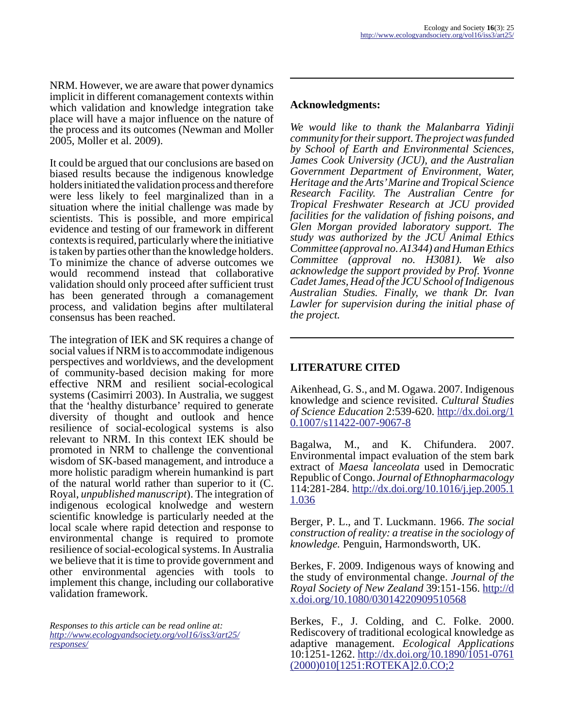NRM. However, we are aware that power dynamics implicit in different comanagement contexts within which validation and knowledge integration take place will have a major influence on the nature of the process and its outcomes (Newman and Moller 2005, Moller et al. 2009).

It could be argued that our conclusions are based on biased results because the indigenous knowledge holders initiated the validation process and therefore were less likely to feel marginalized than in a situation where the initial challenge was made by scientists. This is possible, and more empirical evidence and testing of our framework in different contexts is required, particularly where the initiative is taken by parties other than the knowledge holders. To minimize the chance of adverse outcomes we would recommend instead that collaborative validation should only proceed after sufficient trust has been generated through a comanagement process, and validation begins after multilateral consensus has been reached.

The integration of IEK and SK requires a change of social values if NRM is to accommodate indigenous perspectives and worldviews, and the development of community-based decision making for more effective NRM and resilient social-ecological systems (Casimirri 2003). In Australia, we suggest that the 'healthy disturbance' required to generate diversity of thought and outlook and hence resilience of social-ecological systems is also relevant to NRM. In this context IEK should be promoted in NRM to challenge the conventional wisdom of SK-based management, and introduce a more holistic paradigm wherein humankind is part of the natural world rather than superior to it (C. Royal, *unpublished manuscript*). The integration of indigenous ecological knolwedge and western scientific knowledge is particularly needed at the local scale where rapid detection and response to environmental change is required to promote resilience of social-ecological systems. In Australia we believe that it is time to provide government and other environmental agencies with tools to implement this change, including our collaborative validation framework.

*Responses to this article can be read online at:*
*http://www.ecologyandsociety.org/vol16/iss3/art25/responses/*

## Acknowledgments:

*We would like to thank the Malanbarra Yidinji community for their support. The project was funded by School of Earth and Environmental Sciences, James Cook University (JCU), and the Australian Government Department of Environment, Water, Heritage and the Arts' Marine and Tropical Science Research Facility. The Australian Centre for Tropical Freshwater Research at JCU provided facilities for the validation of fishing poisons, and Glen Morgan provided laboratory support. The study was authorized by the JCU Animal Ethics Committee (approval no. A1344) and Human Ethics Committee (approval no. H3081). We also acknowledge the support provided by Prof. Yvonne Cadet James, Head of the JCU School of Indigenous Australian Studies. Finally, we thank Dr. Ivan Lawler for supervision during the initial phase of the project.*

## LITERATURE CITED

Aikenhead, G. S., and M. Ogawa. 2007. Indigenous knowledge and science revisited. *Cultural Studies of Science Education* 2:539-620. http://dx.doi.org/10.1007/s11422-007-9067-8

Bagalwa, M., and K. Chifundera. 2007. Environmental impact evaluation of the stem bark extract of *Maesa lanceolata* used in Democratic Republic of Congo. *Journal of Ethnopharmacology* 114:281-284. http://dx.doi.org/10.1016/j.jep.2005.11.036

Berger, P. L., and T. Luckmann. 1966. *The social construction of reality: a treatise in the sociology of knowledge.* Penguin, Harmondsworth, UK.

Berkes, F. 2009. Indigenous ways of knowing and the study of environmental change. *Journal of the Royal Society of New Zealand* 39:151-156. http://dx.doi.org/10.1080/03014220909510568

Berkes, F., J. Colding, and C. Folke. 2000. Rediscovery of traditional ecological knowledge as adaptive management. *Ecological Applications* 10:1251-1262. http://dx.doi.org/10.1890/1051-0761(2000)010[1251:ROTEKA]2.0.CO;2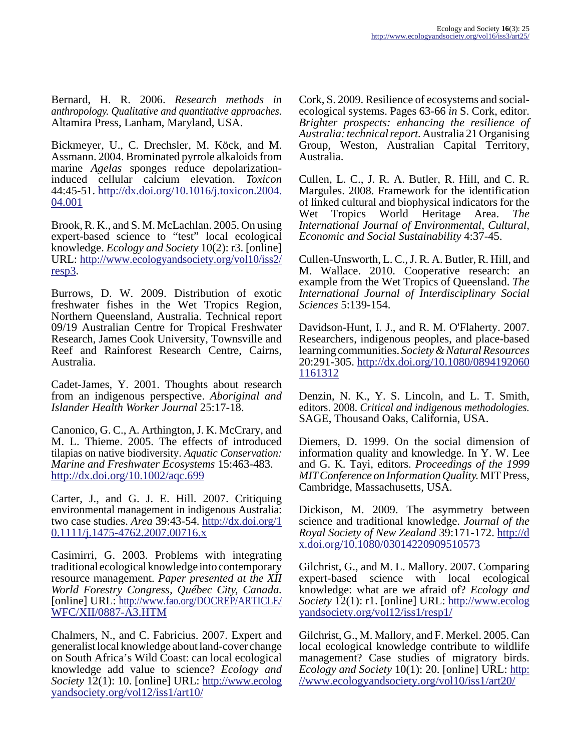Bernard, H. R. 2006. *Research methods in anthropology. Qualitative and quantitative approaches.* Altamira Press, Lanham, Maryland, USA.

Bickmeyer, U., C. Drechsler, M. Köck, and M. Assmann. 2004. Brominated pyrrole alkaloids from marine *Agelas* sponges reduce depolarization-induced cellular calcium elevation. *Toxicon* 44:45-51. http://dx.doi.org/10.1016/j.toxicon.2004.04.001

Brook, R. K., and S. M. McLachlan. 2005. On using expert-based science to "test" local ecological knowledge. *Ecology and Society* 10(2): r3. [online] URL: http://www.ecologyandsociety.org/vol10/iss2/resp3.

Burrows, D. W. 2009. Distribution of exotic freshwater fishes in the Wet Tropics Region, Northern Queensland, Australia. Technical report 09/19 Australian Centre for Tropical Freshwater Research, James Cook University, Townsville and Reef and Rainforest Research Centre, Cairns, Australia.

Cadet-James, Y. 2001. Thoughts about research from an indigenous perspective. *Aboriginal and Islander Health Worker Journal* 25:17-18.

Canonico, G. C., A. Arthington, J. K. McCrary, and M. L. Thieme. 2005. The effects of introduced tilapias on native biodiversity. *Aquatic Conservation: Marine and Freshwater Ecosystems* 15:463-483. http://dx.doi.org/10.1002/aqc.699

Carter, J., and G. J. E. Hill. 2007. Critiquing environmental management in indigenous Australia: two case studies. *Area* 39:43-54. http://dx.doi.org/10.1111/j.1475-4762.2007.00716.x

Casimirri, G. 2003. Problems with integrating traditional ecological knowledge into contemporary resource management. *Paper presented at the XII World Forestry Congress, Québec City, Canada.* [online] URL: http://www.fao.org/DOCREP/ARTICLE/WFC/XII/0887-A3.HTM

Chalmers, N., and C. Fabricius. 2007. Expert and generalist local knowledge about land-cover change on South Africa's Wild Coast: can local ecological knowledge add value to science? *Ecology and Society* 12(1): 10. [online] URL: http://www.ecologyandsociety.org/vol12/iss1/art10/

Cork, S. 2009. Resilience of ecosystems and social-ecological systems. Pages 63-66 *in* S. Cork, editor. *Brighter prospects: enhancing the resilience of Australia: technical report.* Australia 21 Organising Group, Weston, Australian Capital Territory, Australia.

Cullen, L. C., J. R. A. Butler, R. Hill, and C. R. Margules. 2008. Framework for the identification of linked cultural and biophysical indicators for the Wet Tropics World Heritage Area. *The International Journal of Environmental, Cultural, Economic and Social Sustainability* 4:37-45.

Cullen-Unsworth, L. C., J. R. A. Butler, R. Hill, and M. Wallace. 2010. Cooperative research: an example from the Wet Tropics of Queensland. *The International Journal of Interdisciplinary Social Sciences* 5:139-154.

Davidson-Hunt, I. J., and R. M. O'Flaherty. 2007. Researchers, indigenous peoples, and place-based learning communities. *Society & Natural Resources* 20:291-305. http://dx.doi.org/10.1080/08941920601161312

Denzin, N. K., Y. S. Lincoln, and L. T. Smith, editors. 2008. *Critical and indigenous methodologies.* SAGE, Thousand Oaks, California, USA.

Diemers, D. 1999. On the social dimension of information quality and knowledge. In Y. W. Lee and G. K. Tayi, editors. *Proceedings of the 1999 MIT Conference on Information Quality.* MIT Press, Cambridge, Massachusetts, USA.

Dickison, M. 2009. The asymmetry between science and traditional knowledge. *Journal of the Royal Society of New Zealand* 39:171-172. http://dx.doi.org/10.1080/03014220909510573

Gilchrist, G., and M. L. Mallory. 2007. Comparing expert-based science with local ecological knowledge: what are we afraid of? *Ecology and Society* 12(1): r1. [online] URL: http://www.ecologyandsociety.org/vol12/iss1/resp1/

Gilchrist, G., M. Mallory, and F. Merkel. 2005. Can local ecological knowledge contribute to wildlife management? Case studies of migratory birds. *Ecology and Society* 10(1): 20. [online] URL: http://www.ecologyandsociety.org/vol10/iss1/art20/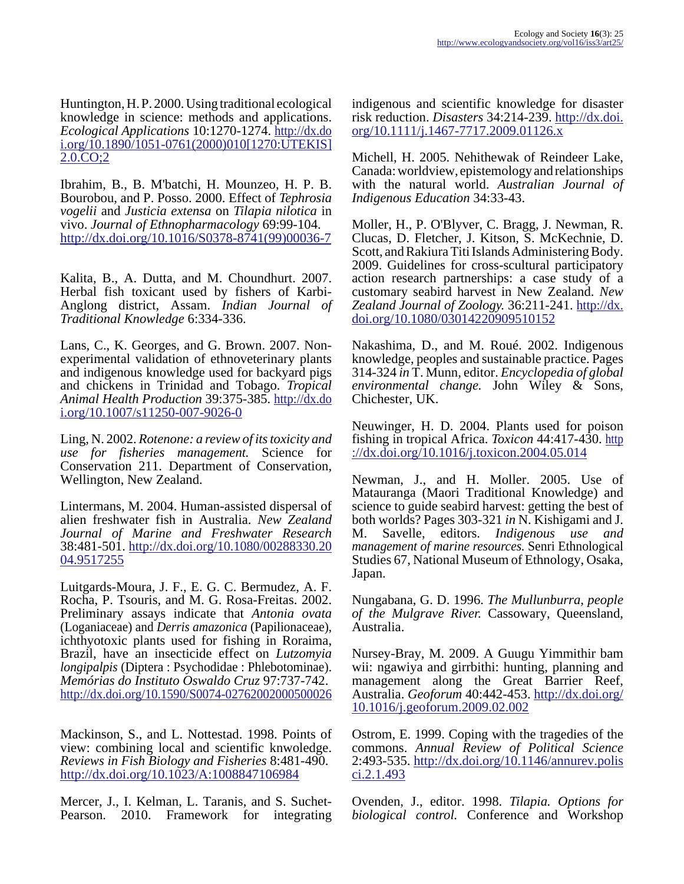Huntington, H. P. 2000. Using traditional ecological knowledge in science: methods and applications. *Ecological Applications* 10:1270-1274. http://dx.doi.org/10.1890/1051-0761(2000)010[1270:UTEKIS]2.0.CO;2

Ibrahim, B., B. M'batchi, H. Mounzeo, H. P. B. Bourobou, and P. Posso. 2000. Effect of *Tephrosia vogelii* and *Justicia extensa* on *Tilapia nilotica* in vivo. *Journal of Ethnopharmacology* 69:99-104. http://dx.doi.org/10.1016/S0378-8741(99)00036-7

Kalita, B., A. Dutta, and M. Choundhurt. 2007. Herbal fish toxicant used by fishers of Karbi-Anglong district, Assam. *Indian Journal of Traditional Knowledge* 6:334-336.

Lans, C., K. Georges, and G. Brown. 2007. Non-experimental validation of ethnoveterinary plants and indigenous knowledge used for backyard pigs and chickens in Trinidad and Tobago. *Tropical Animal Health Production* 39:375-385. http://dx.doi.org/10.1007/s11250-007-9026-0

Ling, N. 2002. *Rotenone: a review of its toxicity and use for fisheries management.* Science for Conservation 211. Department of Conservation, Wellington, New Zealand.

Lintermans, M. 2004. Human-assisted dispersal of alien freshwater fish in Australia. *New Zealand Journal of Marine and Freshwater Research* 38:481-501. http://dx.doi.org/10.1080/00288330.2004.9517255

Luitgards-Moura, J. F., E. G. C. Bermudez, A. F. Rocha, P. Tsouris, and M. G. Rosa-Freitas. 2002. Preliminary assays indicate that *Antonia ovata* (Loganiaceae) and *Derris amazonica* (Papilionaceae), ichthyotoxic plants used for fishing in Roraima, Brazil, have an insecticide effect on *Lutzomyia longipalpis* (Diptera : Psychodidae : Phlebotominae). *Memórias do Instituto Oswaldo Cruz* 97:737-742. http://dx.doi.org/10.1590/S0074-02762002000500026

Mackinson, S., and L. Nottestad. 1998. Points of view: combining local and scientific knwoledge. *Reviews in Fish Biology and Fisheries* 8:481-490. http://dx.doi.org/10.1023/A:1008847106984

Mercer, J., I. Kelman, L. Taranis, and S. Suchet-Pearson. 2010. Framework for integrating indigenous and scientific knowledge for disaster risk reduction. *Disasters* 34:214-239. http://dx.doi.org/10.1111/j.1467-7717.2009.01126.x

Michell, H. 2005. Nehithewak of Reindeer Lake, Canada: worldview, epistemology and relationships with the natural world. *Australian Journal of Indigenous Education* 34:33-43.

Moller, H., P. O'Blyver, C. Bragg, J. Newman, R. Clucas, D. Fletcher, J. Kitson, S. McKechnie, D. Scott, and Rakiura Titi Islands Administering Body. 2009. Guidelines for cross-scultural participatory action research partnerships: a case study of a customary seabird harvest in New Zealand. *New Zealand Journal of Zoology.* 36:211-241. http://dx.doi.org/10.1080/03014220909510152

Nakashima, D., and M. Roué. 2002. Indigenous knowledge, peoples and sustainable practice. Pages 314-324 *in* T. Munn, editor. *Encyclopedia of global environmental change.* John Wiley & Sons, Chichester, UK.

Neuwinger, H. D. 2004. Plants used for poison fishing in tropical Africa. *Toxicon* 44:417-430. http://dx.doi.org/10.1016/j.toxicon.2004.05.014

Newman, J., and H. Moller. 2005. Use of Matauranga (Maori Traditional Knowledge) and science to guide seabird harvest: getting the best of both worlds? Pages 303-321 *in* N. Kishigami and J. M. Savelle, editors. *Indigenous use and management of marine resources.* Senri Ethnological Studies 67, National Museum of Ethnology, Osaka, Japan.

Nungabana, G. D. 1996. *The Mullunburra, people of the Mulgrave River.* Cassowary, Queensland, Australia.

Nursey-Bray, M. 2009. A Guugu Yimmithir bam wii: ngawiya and girrbithi: hunting, planning and management along the Great Barrier Reef, Australia. *Geoforum* 40:442-453. http://dx.doi.org/10.1016/j.geoforum.2009.02.002

Ostrom, E. 1999. Coping with the tragedies of the commons. *Annual Review of Political Science* 2:493-535. http://dx.doi.org/10.1146/annurev.polisci.2.1.493

Ovenden, J., editor. 1998. *Tilapia. Options for biological control.* Conference and Workshop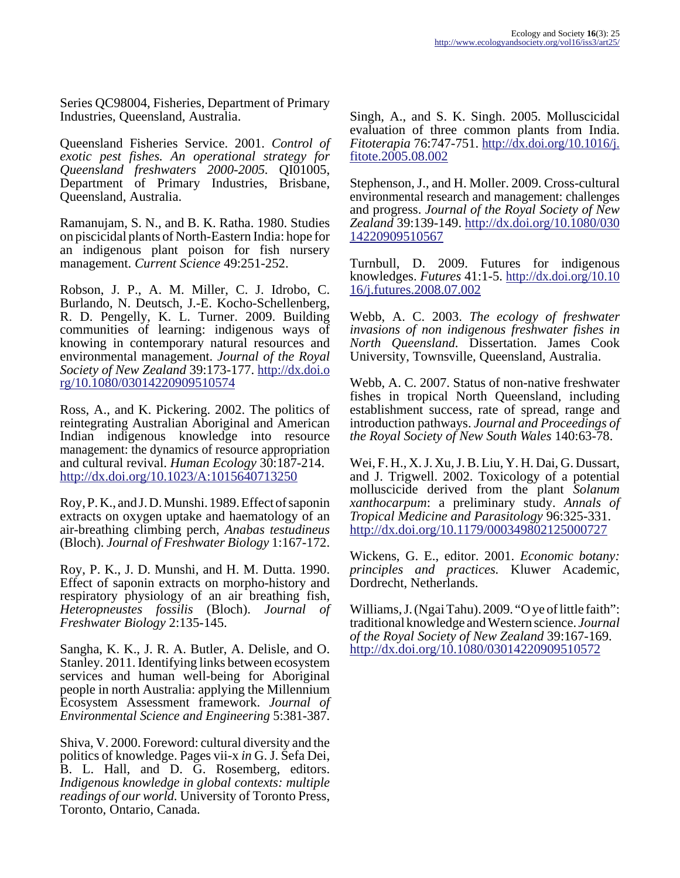Series QC98004, Fisheries, Department of Primary Industries, Queensland, Australia.

Queensland Fisheries Service. 2001. *Control of exotic pest fishes. An operational strategy for Queensland freshwaters 2000-2005.* QI01005, Department of Primary Industries, Brisbane, Queensland, Australia.

Ramanujam, S. N., and B. K. Ratha. 1980. Studies on piscicidal plants of North-Eastern India: hope for an indigenous plant poison for fish nursery management. *Current Science* 49:251-252.

Robson, J. P., A. M. Miller, C. J. Idrobo, C. Burlando, N. Deutsch, J.-E. Kocho-Schellenberg, R. D. Pengelly, K. L. Turner. 2009. Building communities of learning: indigenous ways of knowing in contemporary natural resources and environmental management. *Journal of the Royal Society of New Zealand* 39:173-177. http://dx.doi.org/10.1080/03014220909510574

Ross, A., and K. Pickering. 2002. The politics of reintegrating Australian Aboriginal and American Indian indigenous knowledge into resource management: the dynamics of resource appropriation and cultural revival. *Human Ecology* 30:187-214. http://dx.doi.org/10.1023/A:1015640713250

Roy, P. K., and J. D. Munshi. 1989. Effect of saponin extracts on oxygen uptake and haematology of an air-breathing climbing perch, *Anabas testudineus* (Bloch). *Journal of Freshwater Biology* 1:167-172.

Roy, P. K., J. D. Munshi, and H. M. Dutta. 1990. Effect of saponin extracts on morpho-history and respiratory physiology of an air breathing fish, *Heteropneustes fossilis* (Bloch). *Journal of Freshwater Biology* 2:135-145.

Sangha, K. K., J. R. A. Butler, A. Delisle, and O. Stanley. 2011. Identifying links between ecosystem services and human well-being for Aboriginal people in north Australia: applying the Millennium Ecosystem Assessment framework. *Journal of Environmental Science and Engineering* 5:381-387.

Shiva, V. 2000. Foreword: cultural diversity and the politics of knowledge. Pages vii-x *in* G. J. Sefa Dei, B. L. Hall, and D. G. Rosemberg, editors. *Indigenous knowledge in global contexts: multiple readings of our world.* University of Toronto Press, Toronto, Ontario, Canada.

Singh, A., and S. K. Singh. 2005. Molluscicidal evaluation of three common plants from India. *Fitoterapia* 76:747-751. http://dx.doi.org/10.1016/j.fitote.2005.08.002

Stephenson, J., and H. Moller. 2009. Cross-cultural environmental research and management: challenges and progress. *Journal of the Royal Society of New Zealand* 39:139-149. http://dx.doi.org/10.1080/03014220909510567

Turnbull, D. 2009. Futures for indigenous knowledges. *Futures* 41:1-5. http://dx.doi.org/10.1016/j.futures.2008.07.002

Webb, A. C. 2003. *The ecology of freshwater invasions of non indigenous freshwater fishes in North Queensland.* Dissertation. James Cook University, Townsville, Queensland, Australia.

Webb, A. C. 2007. Status of non-native freshwater fishes in tropical North Queensland, including establishment success, rate of spread, range and introduction pathways. *Journal and Proceedings of the Royal Society of New South Wales* 140:63-78.

Wei, F. H., X. J. Xu, J. B. Liu, Y. H. Dai, G. Dussart, and J. Trigwell. 2002. Toxicology of a potential molluscicide derived from the plant *Solanum xanthocarpum*: a preliminary study. *Annals of Tropical Medicine and Parasitology* 96:325-331. http://dx.doi.org/10.1179/000349802125000727

Wickens, G. E., editor. 2001. *Economic botany: principles and practices.* Kluwer Academic, Dordrecht, Netherlands.

Williams, J. (Ngai Tahu). 2009. "O ye of little faith": traditional knowledge and Western science. *Journal of the Royal Society of New Zealand* 39:167-169. http://dx.doi.org/10.1080/03014220909510572